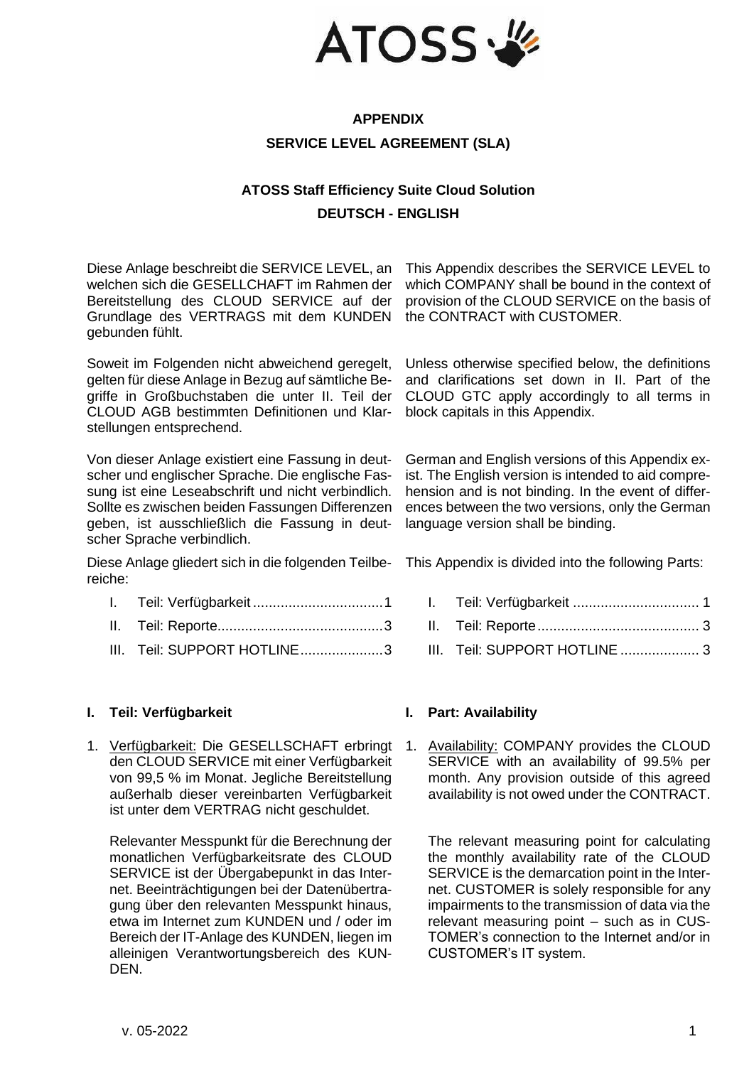**APPENDIX**

**SERVICE LEVEL AGREEMENT (SLA)**

**ATOSS Staff Efficiency Suite Cloud Solution**

**DEUTSCH - ENGLISH**

Diese Anlage beschreibt die SERVICE LEVEL, an welchen sich die GESELLCHAFT im Rahmen der Bereitstellung des CLOUD SERVICE auf der Grundlage des VERTRAGS mit dem KUNDEN gebunden fühlt.

Soweit im Folgenden nicht abweichend geregelt, gelten für diese Anlage in Bezug auf sämtliche Begriffe in Großbuchstaben die unter II. Teil der CLOUD AGB bestimmten Definitionen und Klarstellungen entsprechend.

Von dieser Anlage existiert eine Fassung in deutscher und englischer Sprache. Die englische Fassung ist eine Leseabschrift und nicht verbindlich. Sollte es zwischen beiden Fassungen Differenzen geben, ist ausschließlich die Fassung in deutscher Sprache verbindlich.

Diese Anlage gliedert sich in die folgenden Teilbereiche:

I. Teil: Verfügbarkeit .................................1

II. Teil: Reporte..........................................3

III. Teil: SUPPORT HOTLINE.....................3

This Appendix describes the SERVICE LEVEL to which COMPANY shall be bound in the context of provision of the CLOUD SERVICE on the basis of the CONTRACT with CUSTOMER.

Unless otherwise specified below, the definitions and clarifications set down in II. Part of the CLOUD GTC apply accordingly to all terms in block capitals in this Appendix.

German and English versions of this Appendix exist. The English version is intended to aid comprehension and is not binding. In the event of differences between the two versions, only the German language version shall be binding.

This Appendix is divided into the following Parts:

I. Teil: Verfügbarkeit ................................ 1

II. Teil: Reporte......................................... 3

III. Teil: SUPPORT HOTLINE .................... 3

## I. Teil: Verfügbarkeit

1. Verfügbarkeit: Die GESELLSCHAFT erbringt den CLOUD SERVICE mit einer Verfügbarkeit von 99,5 % im Monat. Jegliche Bereitstellung außerhalb dieser vereinbarten Verfügbarkeit ist unter dem VERTRAG nicht geschuldet.

   Relevanter Messpunkt für die Berechnung der monatlichen Verfügbarkeitsrate des CLOUD SERVICE ist der Übergabepunkt in das Internet. Beeinträchtigungen bei der Datenübertragung über den relevanten Messpunkt hinaus, etwa im Internet zum KUNDEN und / oder im Bereich der IT-Anlage des KUNDEN, liegen im alleinigen Verantwortungsbereich des KUNDEN.

## I. Part: Availability

1. Availability: COMPANY provides the CLOUD SERVICE with an availability of 99.5% per month. Any provision outside of this agreed availability is not owed under the CONTRACT.

   The relevant measuring point for calculating the monthly availability rate of the CLOUD SERVICE is the demarcation point in the Internet. CUSTOMER is solely responsible for any impairments to the transmission of data via the relevant measuring point – such as in CUSTOMER's connection to the Internet and/or in CUSTOMER's IT system.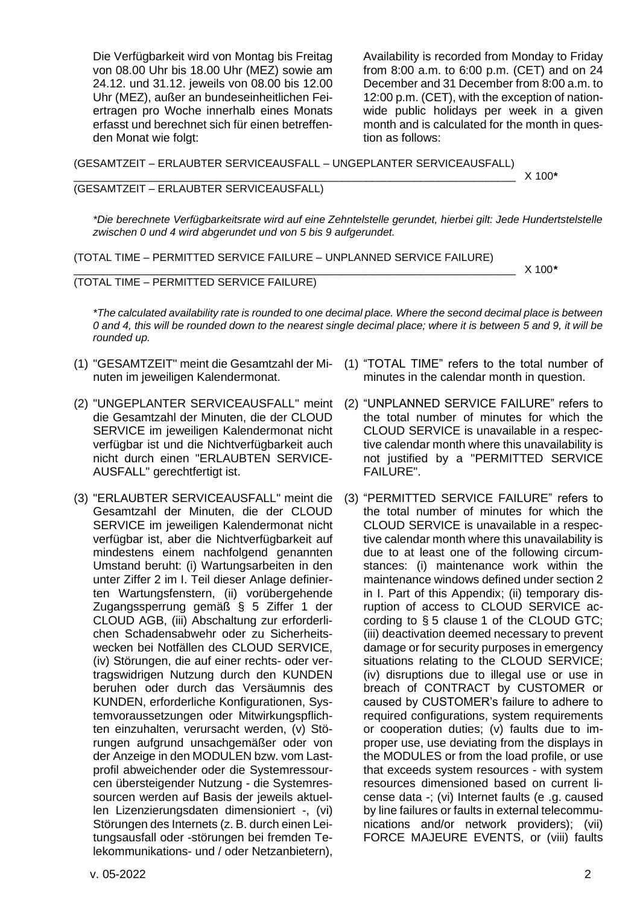Die Verfügbarkeit wird von Montag bis Freitag von 08.00 Uhr bis 18.00 Uhr (MEZ) sowie am 24.12. und 31.12. jeweils von 08.00 bis 12.00 Uhr (MEZ), außer an bundeseinheitlichen Feiertragen pro Woche innerhalb eines Monats erfasst und berechnet sich für einen betreffenden Monat wie folgt:

Availability is recorded from Monday to Friday from 8:00 a.m. to 6:00 p.m. (CET) and on 24 December and 31 December from 8:00 a.m. to 12:00 p.m. (CET), with the exception of nationwide public holidays per week in a given month and is calculated for the month in question as follows:

$$\frac{\text{(GESAMTZEIT – ERLAUBTER SERVICEAUSFALL – UNGEPLANTER SERVICEAUSFALL)}}{\text{(GESAMTZEIT – ERLAUBTER SERVICEAUSFALL)}} \times 100^{*}$$

*\*Die berechnete Verfügbarkeitsrate wird auf eine Zehntelstelle gerundet, hierbei gilt: Jede Hundertstelstelle zwischen 0 und 4 wird abgerundet und von 5 bis 9 aufgerundet.*

$$\frac{\text{(TOTAL TIME – PERMITTED SERVICE FAILURE – UNPLANNED SERVICE FAILURE)}}{\text{(TOTAL TIME – PERMITTED SERVICE FAILURE)}} \times 100^{*}$$

*\*The calculated availability rate is rounded to one decimal place. Where the second decimal place is between 0 and 4, this will be rounded down to the nearest single decimal place; where it is between 5 and 9, it will be rounded up.*

(1) "GESAMTZEIT" meint die Gesamtzahl der Minuten im jeweiligen Kalendermonat.

(2) "UNGEPLANTER SERVICEAUSFALL" meint die Gesamtzahl der Minuten, die der CLOUD SERVICE im jeweiligen Kalendermonat nicht verfügbar ist und die Nichtverfügbarkeit auch nicht durch einen "ERLAUBTEN SERVICEAUSFALL" gerechtfertigt ist.

(3) "ERLAUBTER SERVICEAUSFALL" meint die Gesamtzahl der Minuten, die der CLOUD SERVICE im jeweiligen Kalendermonat nicht verfügbar ist, aber die Nichtverfügbarkeit auf mindestens einem nachfolgend genannten Umstand beruht: (i) Wartungsarbeiten in den unter Ziffer 2 im I. Teil dieser Anlage definierten Wartungsfenstern, (ii) vorübergehende Zugangssperrung gemäß § 5 Ziffer 1 der CLOUD AGB, (iii) Abschaltung zur erforderlichen Schadensabwehr oder zu Sicherheitswecken bei Notfällen des CLOUD SERVICE, (iv) Störungen, die auf einer rechts- oder vertragswidrigen Nutzung durch den KUNDEN beruhen oder durch das Versäumnis des KUNDEN, erforderliche Konfigurationen, Systemvoraussetzungen oder Mitwirkungspflichten einzuhalten, verursacht werden, (v) Störungen aufgrund unsachgemäßer oder von der Anzeige in den MODULEN bzw. vom Lastprofil abweichender oder die Systemressourcen übersteigender Nutzung - die Systemressourcen werden auf Basis der jeweils aktuellen Lizenzierungsdaten dimensioniert -, (vi) Störungen des Internets (z. B. durch einen Leitungsausfall oder -störungen bei fremden Telekommunikations- und / oder Netzanbietern),

(1) "TOTAL TIME" refers to the total number of minutes in the calendar month in question.

(2) "UNPLANNED SERVICE FAILURE" refers to the total number of minutes for which the CLOUD SERVICE is unavailable in a respective calendar month where this unavailability is not justified by a "PERMITTED SERVICE FAILURE".

(3) "PERMITTED SERVICE FAILURE" refers to the total number of minutes for which the CLOUD SERVICE is unavailable in a respective calendar month where this unavailability is due to at least one of the following circumstances: (i) maintenance work within the maintenance windows defined under section 2 in I. Part of this Appendix; (ii) temporary disruption of access to CLOUD SERVICE according to § 5 clause 1 of the CLOUD GTC; (iii) deactivation deemed necessary to prevent damage or for security purposes in emergency situations relating to the CLOUD SERVICE; (iv) disruptions due to illegal use or use in breach of CONTRACT by CUSTOMER or caused by CUSTOMER's failure to adhere to required configurations, system requirements or cooperation duties; (v) faults due to improper use, use deviating from the displays in the MODULES or from the load profile, or use that exceeds system resources - with system resources dimensioned based on current license data -; (vi) Internet faults (e .g. caused by line failures or faults in external telecommunications and/or network providers); (vii) FORCE MAJEURE EVENTS, or (viii) faults

v. 05-2022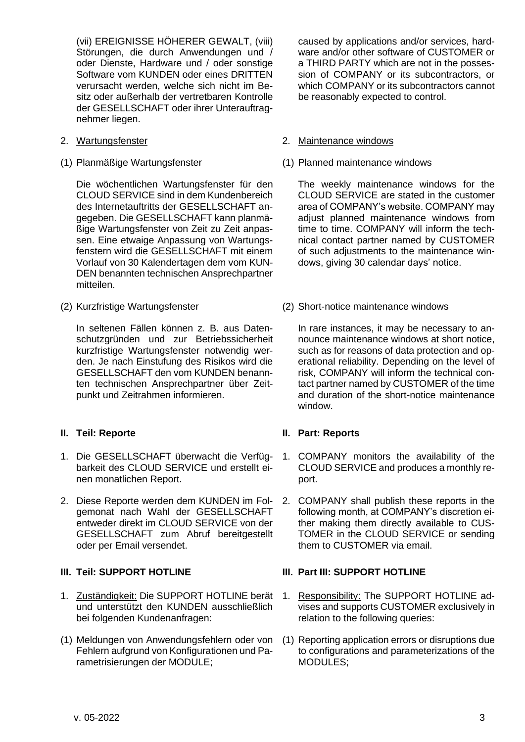(vii) EREIGNISSE HÖHERER GEWALT, (viii) Störungen, die durch Anwendungen und / oder Dienste, Hardware und / oder sonstige Software vom KUNDEN oder eines DRITTEN verursacht werden, welche sich nicht im Besitz oder außerhalb der vertretbaren Kontrolle der GESELLSCHAFT oder ihrer Unterauftragnehmer liegen.

caused by applications and/or services, hardware and/or other software of CUSTOMER or a THIRD PARTY which are not in the possession of COMPANY or its subcontractors, or which COMPANY or its subcontractors cannot be reasonably expected to control.

2. Wartungsfenster

2. Maintenance windows

(1) Planmäßige Wartungsfenster

(1) Planned maintenance windows

Die wöchentlichen Wartungsfenster für den CLOUD SERVICE sind in dem Kundenbereich des Internetauftritts der GESELLSCHAFT angegeben. Die GESELLSCHAFT kann planmäßige Wartungsfenster von Zeit zu Zeit anpassen. Eine etwaige Anpassung von Wartungsfenstern wird die GESELLSCHAFT mit einem Vorlauf von 30 Kalendertagen dem vom KUNDEN benannten technischen Ansprechpartner mitteilen.

The weekly maintenance windows for the CLOUD SERVICE are stated in the customer area of COMPANY's website. COMPANY may adjust planned maintenance windows from time to time. COMPANY will inform the technical contact partner named by CUSTOMER of such adjustments to the maintenance windows, giving 30 calendar days' notice.

(2) Kurzfristige Wartungsfenster

(2) Short-notice maintenance windows

In seltenen Fällen können z. B. aus Datenschutzgründen und zur Betriebssicherheit kurzfristige Wartungsfenster notwendig werden. Je nach Einstufung des Risikos wird die GESELLSCHAFT den vom KUNDEN benannten technischen Ansprechpartner über Zeitpunkt und Zeitrahmen informieren.

In rare instances, it may be necessary to announce maintenance windows at short notice, such as for reasons of data protection and operational reliability. Depending on the level of risk, COMPANY will inform the technical contact partner named by CUSTOMER of the time and duration of the short-notice maintenance window.

## II. Teil: Reporte

## II. Part: Reports

1. Die GESELLSCHAFT überwacht die Verfügbarkeit des CLOUD SERVICE und erstellt einen monatlichen Report.

1. COMPANY monitors the availability of the CLOUD SERVICE and produces a monthly report.

2. Diese Reporte werden dem KUNDEN im Folgemonat nach Wahl der GESELLSCHAFT entweder direkt im CLOUD SERVICE von der GESELLSCHAFT zum Abruf bereitgestellt oder per Email versendet.

2. COMPANY shall publish these reports in the following month, at COMPANY's discretion either making them directly available to CUSTOMER in the CLOUD SERVICE or sending them to CUSTOMER via email.

## III. Teil: SUPPORT HOTLINE

## III. Part III: SUPPORT HOTLINE

1. Zuständigkeit: Die SUPPORT HOTLINE berät und unterstützt den KUNDEN ausschließlich bei folgenden Kundenanfragen:

1. Responsibility: The SUPPORT HOTLINE advises and supports CUSTOMER exclusively in relation to the following queries:

(1) Meldungen von Anwendungsfehlern oder von Fehlern aufgrund von Konfigurationen und Parametrisierungen der MODULE;

(1) Reporting application errors or disruptions due to configurations and parameterizations of the MODULES;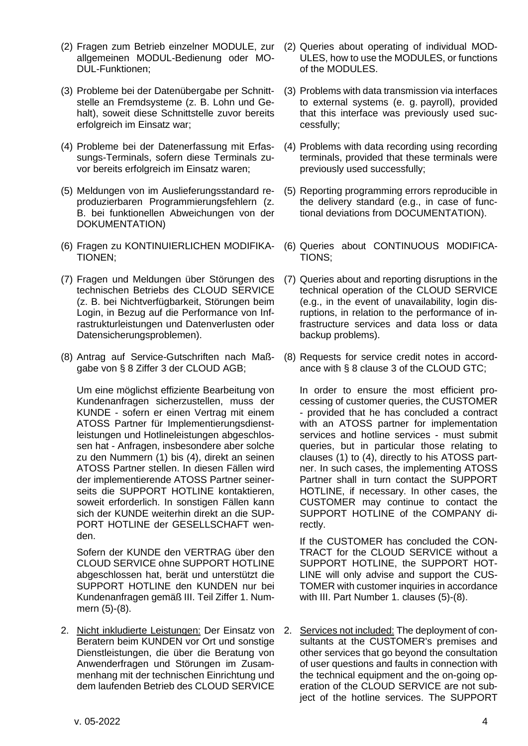(2) Fragen zum Betrieb einzelner MODULE, zur allgemeinen MODUL-Bedienung oder MODUL-Funktionen;

(3) Probleme bei der Datenübergabe per Schnittstelle an Fremdsysteme (z. B. Lohn und Gehalt), soweit diese Schnittstelle zuvor bereits erfolgreich im Einsatz war;

(4) Probleme bei der Datenerfassung mit Erfassungs-Terminals, sofern diese Terminals zuvor bereits erfolgreich im Einsatz waren;

(5) Meldungen von im Auslieferungsstandard reproduzierbaren Programmierungsfehlern (z. B. bei funktionellen Abweichungen von der DOKUMENTATION)

(6) Fragen zu KONTINUIERLICHEN MODIFIKATIONEN;

(7) Fragen und Meldungen über Störungen des technischen Betriebs des CLOUD SERVICE (z. B. bei Nichtverfügbarkeit, Störungen beim Login, in Bezug auf die Performance von Infrastrukturleistungen und Datenverlusten oder Datensicherungsproblemen).

(8) Antrag auf Service-Gutschriften nach Maßgabe von § 8 Ziffer 3 der CLOUD AGB;

Um eine möglichst effiziente Bearbeitung von Kundenanfragen sicherzustellen, muss der KUNDE - sofern er einen Vertrag mit einem ATOSS Partner für Implementierungsdienstleistungen und Hotlineleistungen abgeschlossen hat - Anfragen, insbesondere aber solche zu den Nummern (1) bis (4), direkt an seinen ATOSS Partner stellen. In diesen Fällen wird der implementierende ATOSS Partner seinerseits die SUPPORT HOTLINE kontaktieren, soweit erforderlich. In sonstigen Fällen kann sich der KUNDE weiterhin direkt an die SUPPORT HOTLINE der GESELLSCHAFT wenden.

Sofern der KUNDE den VERTRAG über den CLOUD SERVICE ohne SUPPORT HOTLINE abgeschlossen hat, berät und unterstützt die SUPPORT HOTLINE den KUNDEN nur bei Kundenanfragen gemäß III. Teil Ziffer 1. Nummern (5)-(8).

2. Nicht inkludierte Leistungen: Der Einsatz von Beratern beim KUNDEN vor Ort und sonstige Dienstleistungen, die über die Beratung von Anwenderfragen und Störungen im Zusammenhang mit der technischen Einrichtung und dem laufenden Betrieb des CLOUD SERVICE

(2) Queries about operating of individual MODULES, how to use the MODULES, or functions of the MODULES.

(3) Problems with data transmission via interfaces to external systems (e. g. payroll), provided that this interface was previously used successfully;

(4) Problems with data recording using recording terminals, provided that these terminals were previously used successfully;

(5) Reporting programming errors reproducible in the delivery standard (e.g., in case of functional deviations from DOCUMENTATION).

(6) Queries about CONTINUOUS MODIFICATIONS;

(7) Queries about and reporting disruptions in the technical operation of the CLOUD SERVICE (e.g., in the event of unavailability, login disruptions, in relation to the performance of infrastructure services and data loss or data backup problems).

(8) Requests for service credit notes in accordance with § 8 clause 3 of the CLOUD GTC;

In order to ensure the most efficient processing of customer queries, the CUSTOMER - provided that he has concluded a contract with an ATOSS partner for implementation services and hotline services - must submit queries, but in particular those relating to clauses (1) to (4), directly to his ATOSS partner. In such cases, the implementing ATOSS Partner shall in turn contact the SUPPORT HOTLINE, if necessary. In other cases, the CUSTOMER may continue to contact the SUPPORT HOTLINE of the COMPANY directly.

If the CUSTOMER has concluded the CONTRACT for the CLOUD SERVICE without a SUPPORT HOTLINE, the SUPPORT HOTLINE will only advise and support the CUSTOMER with customer inquiries in accordance with III. Part Number 1. clauses (5)-(8).

2. Services not included: The deployment of consultants at the CUSTOMER's premises and other services that go beyond the consultation of user questions and faults in connection with the technical equipment and the on-going operation of the CLOUD SERVICE are not subject of the hotline services. The SUPPORT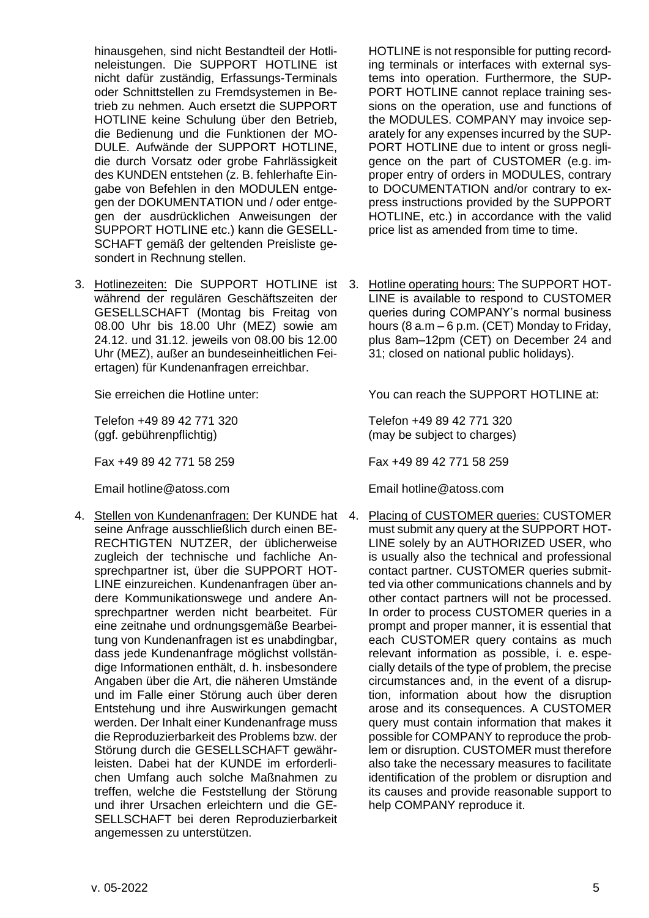hinausgehen, sind nicht Bestandteil der Hotlineleistungen. Die SUPPORT HOTLINE ist nicht dafür zuständig, Erfassungs-Terminals oder Schnittstellen zu Fremdsystemen in Betrieb zu nehmen. Auch ersetzt die SUPPORT HOTLINE keine Schulung über den Betrieb, die Bedienung und die Funktionen der MODULE. Aufwände der SUPPORT HOTLINE, die durch Vorsatz oder grobe Fahrlässigkeit des KUNDEN entstehen (z. B. fehlerhafte Eingabe von Befehlen in den MODULEN entgegen der DOKUMENTATION und / oder entgegen der ausdrücklichen Anweisungen der SUPPORT HOTLINE etc.) kann die GESELLSCHAFT gemäß der geltenden Preisliste gesondert in Rechnung stellen.

3. Hotlinezeiten: Die SUPPORT HOTLINE ist während der regulären Geschäftszeiten der GESELLSCHAFT (Montag bis Freitag von 08.00 Uhr bis 18.00 Uhr (MEZ) sowie am 24.12. und 31.12. jeweils von 08.00 bis 12.00 Uhr (MEZ), außer an bundeseinheitlichen Feiertagen) für Kundenanfragen erreichbar.

   Sie erreichen die Hotline unter:

   Telefon +49 89 42 771 320
   (ggf. gebührenpflichtig)

   Fax +49 89 42 771 58 259

   Email hotline@atoss.com

4. Stellen von Kundenanfragen: Der KUNDE hat seine Anfrage ausschließlich durch einen BERECHTIGTEN NUTZER, der üblicherweise zugleich der technische und fachliche Ansprechpartner ist, über die SUPPORT HOTLINE einzureichen. Kundenanfragen über andere Kommunikationswege und andere Ansprechpartner werden nicht bearbeitet. Für eine zeitnahe und ordnungsgemäße Bearbeitung von Kundenanfragen ist es unabdingbar, dass jede Kundenanfrage möglichst vollständige Informationen enthält, d. h. insbesondere Angaben über die Art, die näheren Umstände und im Falle einer Störung auch über deren Entstehung und ihre Auswirkungen gemacht werden. Der Inhalt einer Kundenanfrage muss die Reproduzierbarkeit des Problems bzw. der Störung durch die GESELLSCHAFT gewährleisten. Dabei hat der KUNDE im erforderlichen Umfang auch solche Maßnahmen zu treffen, welche die Feststellung der Störung und ihrer Ursachen erleichtern und die GESELLSCHAFT bei deren Reproduzierbarkeit angemessen zu unterstützen.

HOTLINE is not responsible for putting recording terminals or interfaces with external systems into operation. Furthermore, the SUPPORT HOTLINE cannot replace training sessions on the operation, use and functions of the MODULES. COMPANY may invoice separately for any expenses incurred by the SUPPORT HOTLINE due to intent or gross negligence on the part of CUSTOMER (e.g. improper entry of orders in MODULES, contrary to DOCUMENTATION and/or contrary to express instructions provided by the SUPPORT HOTLINE, etc.) in accordance with the valid price list as amended from time to time.

3. Hotline operating hours: The SUPPORT HOTLINE is available to respond to CUSTOMER queries during COMPANY's normal business hours (8 a.m – 6 p.m. (CET) Monday to Friday, plus 8am–12pm (CET) on December 24 and 31; closed on national public holidays).

   You can reach the SUPPORT HOTLINE at:

   Telefon +49 89 42 771 320
   (may be subject to charges)

   Fax +49 89 42 771 58 259

   Email hotline@atoss.com

4. Placing of CUSTOMER queries: CUSTOMER must submit any query at the SUPPORT HOTLINE solely by an AUTHORIZED USER, who is usually also the technical and professional contact partner. CUSTOMER queries submitted via other communications channels and by other contact partners will not be processed. In order to process CUSTOMER queries in a prompt and proper manner, it is essential that each CUSTOMER query contains as much relevant information as possible, i. e. especially details of the type of problem, the precise circumstances and, in the event of a disruption, information about how the disruption arose and its consequences. A CUSTOMER query must contain information that makes it possible for COMPANY to reproduce the problem or disruption. CUSTOMER must therefore also take the necessary measures to facilitate identification of the problem or disruption and its causes and provide reasonable support to help COMPANY reproduce it.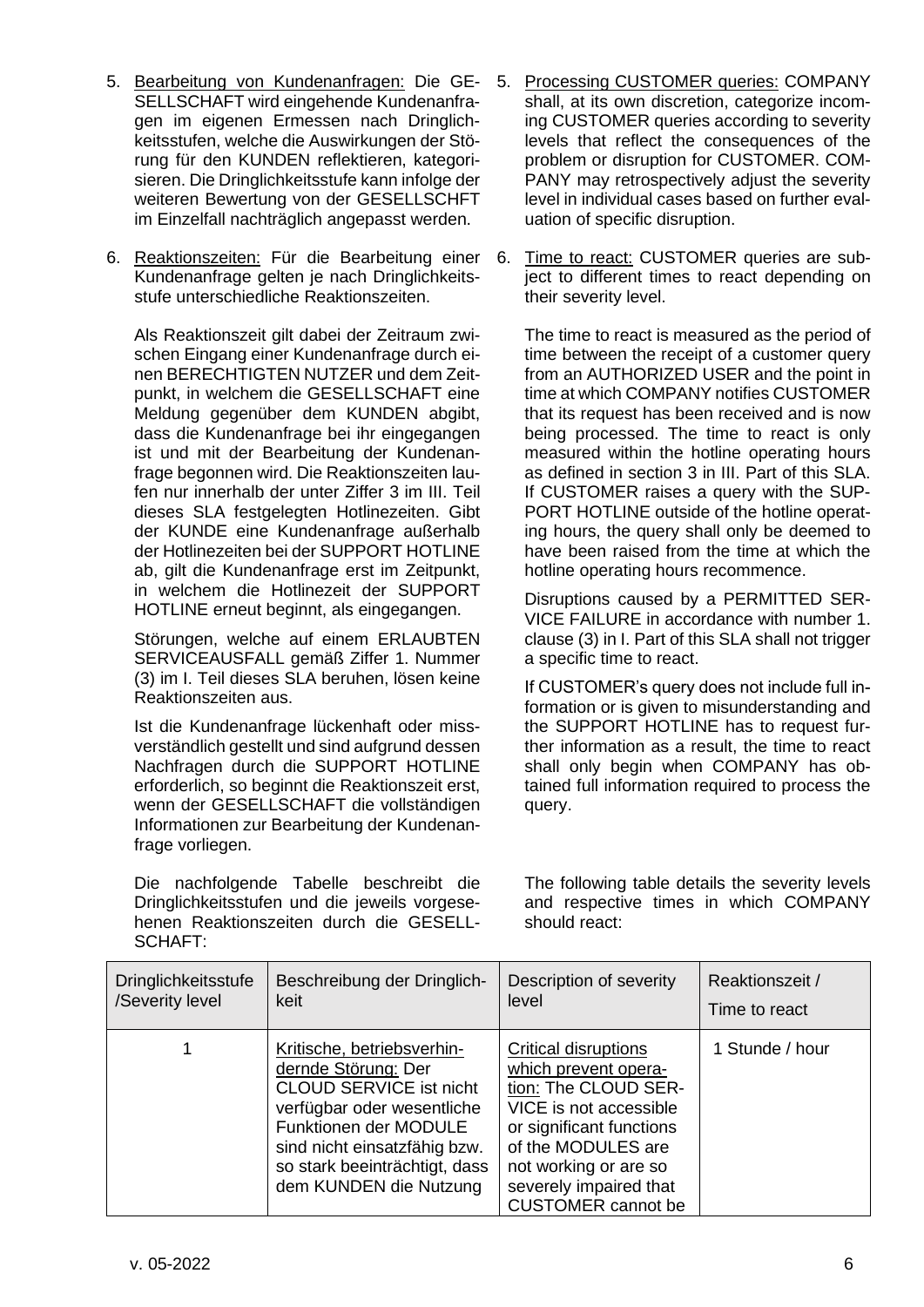5. <u>Bearbeitung von Kundenanfragen:</u> Die GESELLSCHAFT wird eingehende Kundenanfragen im eigenen Ermessen nach Dringlichkeitsstufen, welche die Auswirkungen der Störung für den KUNDEN reflektieren, kategorisieren. Die Dringlichkeitsstufe kann infolge der weiteren Bewertung von der GESELLSCHFT im Einzelfall nachträglich angepasst werden.

6. <u>Reaktionszeiten:</u> Für die Bearbeitung einer Kundenanfrage gelten je nach Dringlichkeitsstufe unterschiedliche Reaktionszeiten.

   Als Reaktionszeit gilt dabei der Zeitraum zwischen Eingang einer Kundenanfrage durch einen BERECHTIGTEN NUTZER und dem Zeitpunkt, in welchem die GESELLSCHAFT eine Meldung gegenüber dem KUNDEN abgibt, dass die Kundenanfrage bei ihr eingegangen ist und mit der Bearbeitung der Kundenanfrage begonnen wird. Die Reaktionszeiten laufen nur innerhalb der unter Ziffer 3 im III. Teil dieses SLA festgelegten Hotlinezeiten. Gibt der KUNDE eine Kundenanfrage außerhalb der Hotlinezeiten bei der SUPPORT HOTLINE ab, gilt die Kundenanfrage erst im Zeitpunkt, in welchem die Hotlinezeit der SUPPORT HOTLINE erneut beginnt, als eingegangen.

   Störungen, welche auf einem ERLAUBTEN SERVICEAUSFALL gemäß Ziffer 1. Nummer (3) im I. Teil dieses SLA beruhen, lösen keine Reaktionszeiten aus.

   Ist die Kundenanfrage lückenhaft oder missverständlich gestellt und sind aufgrund dessen Nachfragen durch die SUPPORT HOTLINE erforderlich, so beginnt die Reaktionszeit erst, wenn der GESELLSCHAFT die vollständigen Informationen zur Bearbeitung der Kundenanfrage vorliegen.

   Die nachfolgende Tabelle beschreibt die Dringlichkeitsstufen und die jeweils vorgesehenen Reaktionszeiten durch die GESELLSCHAFT:

5. <u>Processing CUSTOMER queries:</u> COMPANY shall, at its own discretion, categorize incoming CUSTOMER queries according to severity levels that reflect the consequences of the problem or disruption for CUSTOMER. COMPANY may retrospectively adjust the severity level in individual cases based on further evaluation of specific disruption.

6. <u>Time to react:</u> CUSTOMER queries are subject to different times to react depending on their severity level.

   The time to react is measured as the period of time between the receipt of a customer query from an AUTHORIZED USER and the point in time at which COMPANY notifies CUSTOMER that its request has been received and is now being processed. The time to react is only measured within the hotline operating hours as defined in section 3 in III. Part of this SLA. If CUSTOMER raises a query with the SUPPORT HOTLINE outside of the hotline operating hours, the query shall only be deemed to have been raised from the time at which the hotline operating hours recommence.

   Disruptions caused by a PERMITTED SERVICE FAILURE in accordance with number 1. clause (3) in I. Part of this SLA shall not trigger a specific time to react.

   If CUSTOMER's query does not include full information or is given to misunderstanding and the SUPPORT HOTLINE has to request further information as a result, the time to react shall only begin when COMPANY has obtained full information required to process the query.

   The following table details the severity levels and respective times in which COMPANY should react:

| Dringlichkeitsstufe /Severity level | Beschreibung der Dringlichkeit | Description of severity level | Reaktionszeit / Time to react |
|---|---|---|---|
| 1 | <u>Kritische, betriebsverhindernde Störung:</u> Der CLOUD SERVICE ist nicht verfügbar oder wesentliche Funktionen der MODULE sind nicht einsatzfähig bzw. so stark beeinträchtigt, dass dem KUNDEN die Nutzung | <u>Critical disruptions which prevent operation:</u> The CLOUD SERVICE is not accessible or significant functions of the MODULES are not working or are so severely impaired that CUSTOMER cannot be | 1 Stunde / hour |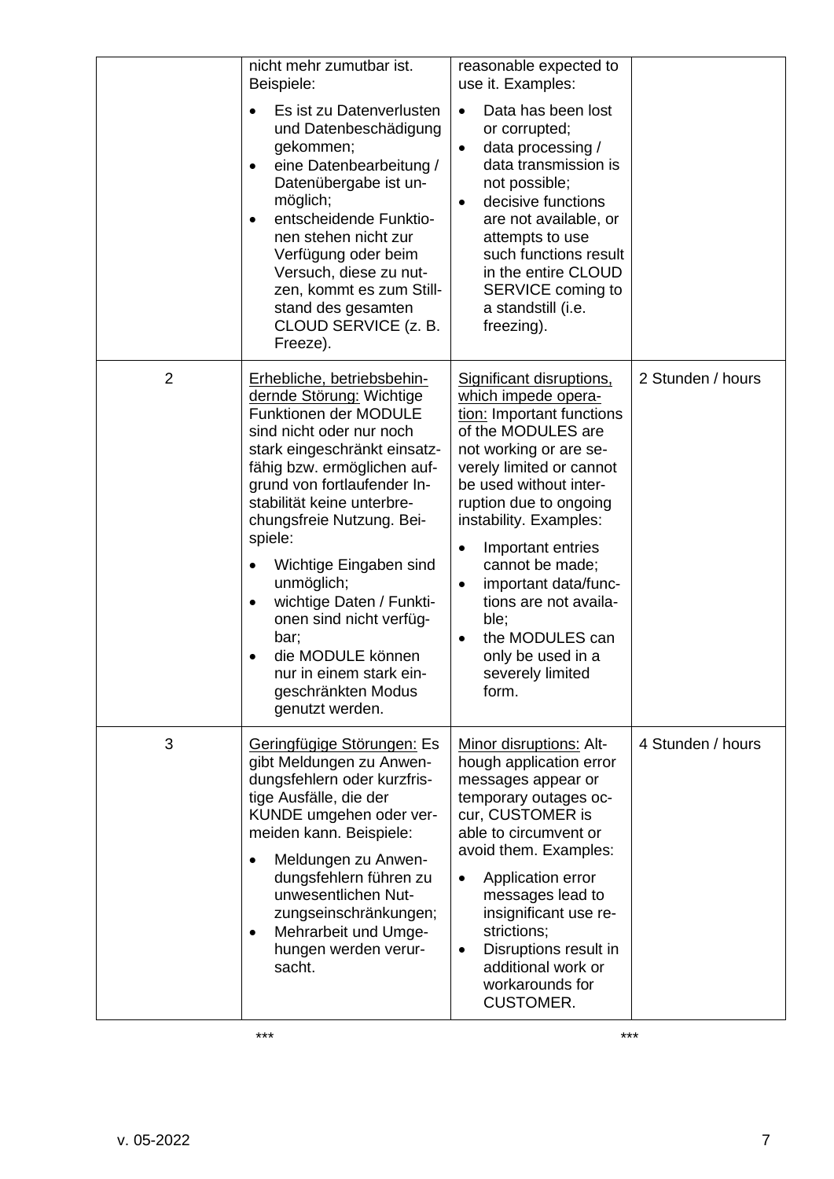| | | | |
|---|---|---|---|
| | nicht mehr zumutbar ist. Beispiele:<br>• Es ist zu Datenverlusten und Datenbeschädigung gekommen;<br>• eine Datenbearbeitung / Datenübergabe ist unmöglich;<br>• entscheidende Funktionen stehen nicht zur Verfügung oder beim Versuch, diese zu nutzen, kommt es zum Stillstand des gesamten CLOUD SERVICE (z. B. Freeze). | reasonable expected to use it. Examples:<br>• Data has been lost or corrupted;<br>• data processing / data transmission is not possible;<br>• decisive functions are not available, or attempts to use such functions result in the entire CLOUD SERVICE coming to a standstill (i.e. freezing). | |
| 2 | <u>Erhebliche, betriebsbehindernde Störung:</u> Wichtige Funktionen der MODULE sind nicht oder nur noch stark eingeschränkt einsatzfähig bzw. ermöglichen aufgrund von fortlaufender Instabilität keine unterbrechungsfreie Nutzung. Beispiele:<br>• Wichtige Eingaben sind unmöglich;<br>• wichtige Daten / Funktionen sind nicht verfügbar;<br>• die MODULE können nur in einem stark eingeschränkten Modus genutzt werden. | <u>Significant disruptions, which impede operation:</u> Important functions of the MODULES are not working or are severely limited or cannot be used without interruption due to ongoing instability. Examples:<br>• Important entries cannot be made;<br>• important data/functions are not available;<br>• the MODULES can only be used in a severely limited form. | 2 Stunden / hours |
| 3 | <u>Geringfügige Störungen:</u> Es gibt Meldungen zu Anwendungsfehlern oder kurzfristige Ausfälle, die der KUNDE umgehen oder vermeiden kann. Beispiele:<br>• Meldungen zu Anwendungsfehlern führen zu unwesentlichen Nutzungseinschränkungen;<br>• Mehrarbeit und Umgehungen werden verursacht. | <u>Minor disruptions:</u> Although application error messages appear or temporary outages occur, CUSTOMER is able to circumvent or avoid them. Examples:<br>• Application error messages lead to insignificant use restrictions;<br>• Disruptions result in additional work or workarounds for CUSTOMER. | 4 Stunden / hours |

\*\*\* \*\*\*

v. 05-2022